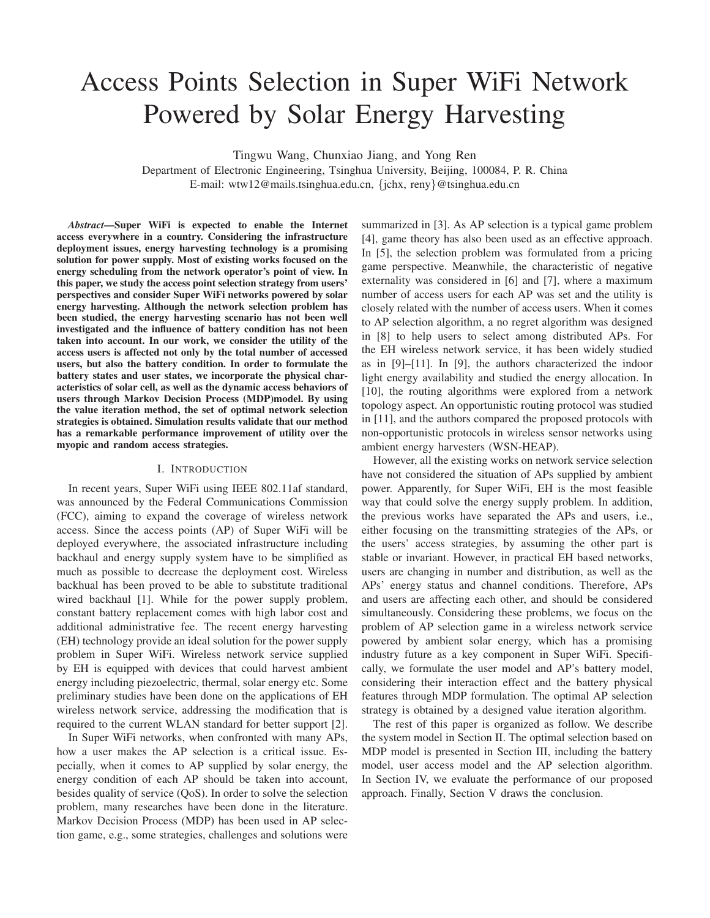# Access Points Selection in Super WiFi Network Powered by Solar Energy Harvesting

Tingwu Wang, Chunxiao Jiang, and Yong Ren

Department of Electronic Engineering, Tsinghua University, Beijing, 100084, P. R. China

E-mail: wtw12@mails.tsinghua.edu.cn, {jchx, reny}@tsinghua.edu.cn

***Abstract*—Super WiFi is expected to enable the Internet access everywhere in a country. Considering the infrastructure deployment issues, energy harvesting technology is a promising solution for power supply. Most of existing works focused on the energy scheduling from the network operator's point of view. In this paper, we study the access point selection strategy from users' perspectives and consider Super WiFi networks powered by solar energy harvesting. Although the network selection problem has been studied, the energy harvesting scenario has not been well investigated and the influence of battery condition has not been taken into account. In our work, we consider the utility of the access users is affected not only by the total number of accessed users, but also the battery condition. In order to formulate the battery states and user states, we incorporate the physical characteristics of solar cell, as well as the dynamic access behaviors of users through Markov Decision Process (MDP)model. By using the value iteration method, the set of optimal network selection strategies is obtained. Simulation results validate that our method has a remarkable performance improvement of utility over the myopic and random access strategies.**

## I. Introduction

In recent years, Super WiFi using IEEE 802.11af standard, was announced by the Federal Communications Commission (FCC), aiming to expand the coverage of wireless network access. Since the access points (AP) of Super WiFi will be deployed everywhere, the associated infrastructure including backhaul and energy supply system have to be simplified as much as possible to decrease the deployment cost. Wireless backhaul has been proved to be able to substitute traditional wired backhaul [1]. While for the power supply problem, constant battery replacement comes with high labor cost and additional administrative fee. The recent energy harvesting (EH) technology provide an ideal solution for the power supply problem in Super WiFi. Wireless network service supplied by EH is equipped with devices that could harvest ambient energy including piezoelectric, thermal, solar energy etc. Some preliminary studies have been done on the applications of EH wireless network service, addressing the modification that is required to the current WLAN standard for better support [2].

In Super WiFi networks, when confronted with many APs, how a user makes the AP selection is a critical issue. Especially, when it comes to AP supplied by solar energy, the energy condition of each AP should be taken into account, besides quality of service (QoS). In order to solve the selection problem, many researches have been done in the literature. Markov Decision Process (MDP) has been used in AP selection game, e.g., some strategies, challenges and solutions were summarized in [3]. As AP selection is a typical game problem [4], game theory has also been used as an effective approach. In [5], the selection problem was formulated from a pricing game perspective. Meanwhile, the characteristic of negative externality was considered in [6] and [7], where a maximum number of access users for each AP was set and the utility is closely related with the number of access users. When it comes to AP selection algorithm, a no regret algorithm was designed in [8] to help users to select among distributed APs. For the EH wireless network service, it has been widely studied as in [9]–[11]. In [9], the authors characterized the indoor light energy availability and studied the energy allocation. In [10], the routing algorithms were explored from a network topology aspect. An opportunistic routing protocol was studied in [11], and the authors compared the proposed protocols with non-opportunistic protocols in wireless sensor networks using ambient energy harvesters (WSN-HEAP).

However, all the existing works on network service selection have not considered the situation of APs supplied by ambient power. Apparently, for Super WiFi, EH is the most feasible way that could solve the energy supply problem. In addition, the previous works have separated the APs and users, i.e., either focusing on the transmitting strategies of the APs, or the users' access strategies, by assuming the other part is stable or invariant. However, in practical EH based networks, users are changing in number and distribution, as well as the APs' energy status and channel conditions. Therefore, APs and users are affecting each other, and should be considered simultaneously. Considering these problems, we focus on the problem of AP selection game in a wireless network service powered by ambient solar energy, which has a promising industry future as a key component in Super WiFi. Specifically, we formulate the user model and AP's battery model, considering their interaction effect and the battery physical features through MDP formulation. The optimal AP selection strategy is obtained by a designed value iteration algorithm.

The rest of this paper is organized as follow. We describe the system model in Section II. The optimal selection based on MDP model is presented in Section III, including the battery model, user access model and the AP selection algorithm. In Section IV, we evaluate the performance of our proposed approach. Finally, Section V draws the conclusion.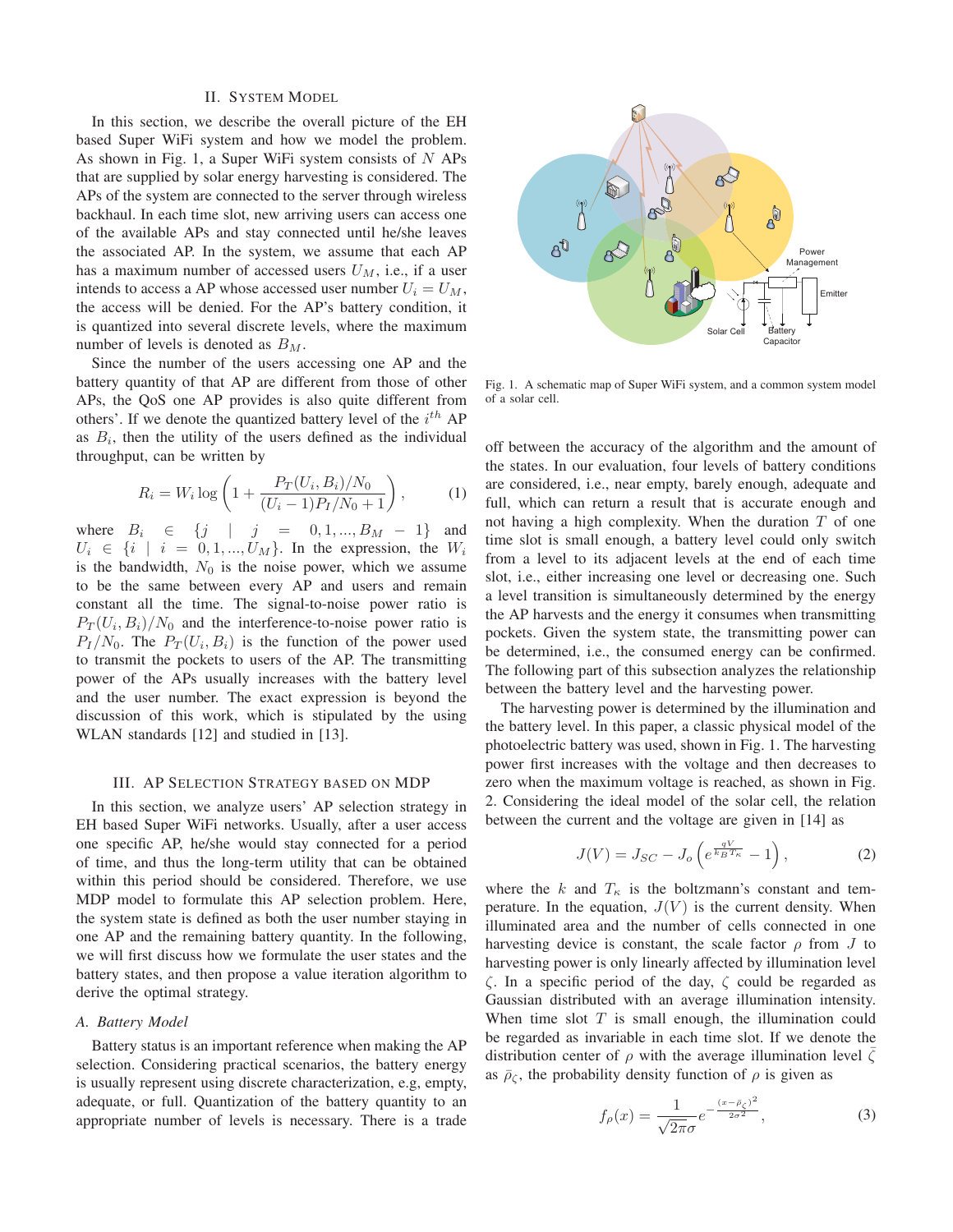## II. System Model

In this section, we describe the overall picture of the EH based Super WiFi system and how we model the problem. As shown in Fig. 1, a Super WiFi system consists of $N$ APs that are supplied by solar energy harvesting is considered. The APs of the system are connected to the server through wireless backhaul. In each time slot, new arriving users can access one of the available APs and stay connected until he/she leaves the associated AP. In the system, we assume that each AP has a maximum number of accessed users $U_M$, i.e., if a user intends to access a AP whose accessed user number $U_i = U_M$, the access will be denied. For the AP's battery condition, it is quantized into several discrete levels, where the maximum number of levels is denoted as $B_M$.

Since the number of the users accessing one AP and the battery quantity of that AP are different from those of other APs, the QoS one AP provides is also quite different from others'. If we denote the quantized battery level of the $i^{th}$ AP as $B_i$, then the utility of the users defined as the individual throughput, can be written by

$$R_i = W_i \log\left(1 + \frac{P_T(U_i, B_i)/N_0}{(U_i - 1)P_I/N_0 + 1}\right), \tag{1}$$

where $B_i \in \{j \mid j = 0, 1, ..., B_M - 1\}$ and $U_i \in \{i \mid i = 0, 1, ..., U_M\}$. In the expression, the $W_i$ is the bandwidth, $N_0$ is the noise power, which we assume to be the same between every AP and users and remain constant all the time. The signal-to-noise power ratio is $P_T(U_i, B_i)/N_0$ and the interference-to-noise power ratio is $P_I/N_0$. The $P_T(U_i, B_i)$ is the function of the power used to transmit the pockets to users of the AP. The transmitting power of the APs usually increases with the battery level and the user number. The exact expression is beyond the discussion of this work, which is stipulated by the using WLAN standards [12] and studied in [13].

## III. AP Selection Strategy based on MDP

In this section, we analyze users' AP selection strategy in EH based Super WiFi networks. Usually, after a user access one specific AP, he/she would stay connected for a period of time, and thus the long-term utility that can be obtained within this period should be considered. Therefore, we use MDP model to formulate this AP selection problem. Here, the system state is defined as both the user number staying in one AP and the remaining battery quantity. In the following, we will first discuss how we formulate the user states and the battery states, and then propose a value iteration algorithm to derive the optimal strategy.

### A. Battery Model

Battery status is an important reference when making the AP selection. Considering practical scenarios, the battery energy is usually represent using discrete characterization, e.g, empty, adequate, or full. Quantization of the battery quantity to an appropriate number of levels is necessary. There is a trade off between the accuracy of the algorithm and the amount of the states. In our evaluation, four levels of battery conditions are considered, i.e., near empty, barely enough, adequate and full, which can return a result that is accurate enough and not having a high complexity. When the duration $T$ of one time slot is small enough, a battery level could only switch from a level to its adjacent levels at the end of each time slot, i.e., either increasing one level or decreasing one. Such a level transition is simultaneously determined by the energy the AP harvests and the energy it consumes when transmitting pockets. Given the system state, the transmitting power can be determined, i.e., the consumed energy can be confirmed. The following part of this subsection analyzes the relationship between the battery level and the harvesting power.

Power Management

Emitter

Solar Cell

Battery

Capacitor

Fig. 1. A schematic map of Super WiFi system, and a common system model of a solar cell.

The harvesting power is determined by the illumination and the battery level. In this paper, a classic physical model of the photoelectric battery was used, shown in Fig. 1. The harvesting power first increases with the voltage and then decreases to zero when the maximum voltage is reached, as shown in Fig. 2. Considering the ideal model of the solar cell, the relation between the current and the voltage are given in [14] as

$$J(V) = J_{SC} - J_o\left(e^{\frac{qV}{k_B T_\kappa}} - 1\right), \tag{2}$$

where the $k$ and $T_\kappa$ is the boltzmann's constant and temperature. In the equation, $J(V)$ is the current density. When illuminated area and the number of cells connected in one harvesting device is constant, the scale factor $\rho$ from $J$ to harvesting power is only linearly affected by illumination level $\zeta$. In a specific period of the day, $\zeta$ could be regarded as Gaussian distributed with an average illumination intensity. When time slot $T$ is small enough, the illumination could be regarded as invariable in each time slot. If we denote the distribution center of $\rho$ with the average illumination level $\bar{\zeta}$ as $\bar{\rho}_\zeta$, the probability density function of $\rho$ is given as

$$f_\rho(x) = \frac{1}{\sqrt{2\pi}\sigma} e^{-\frac{(x-\bar{\rho}_\zeta)^2}{2\sigma^2}}, \tag{3}$$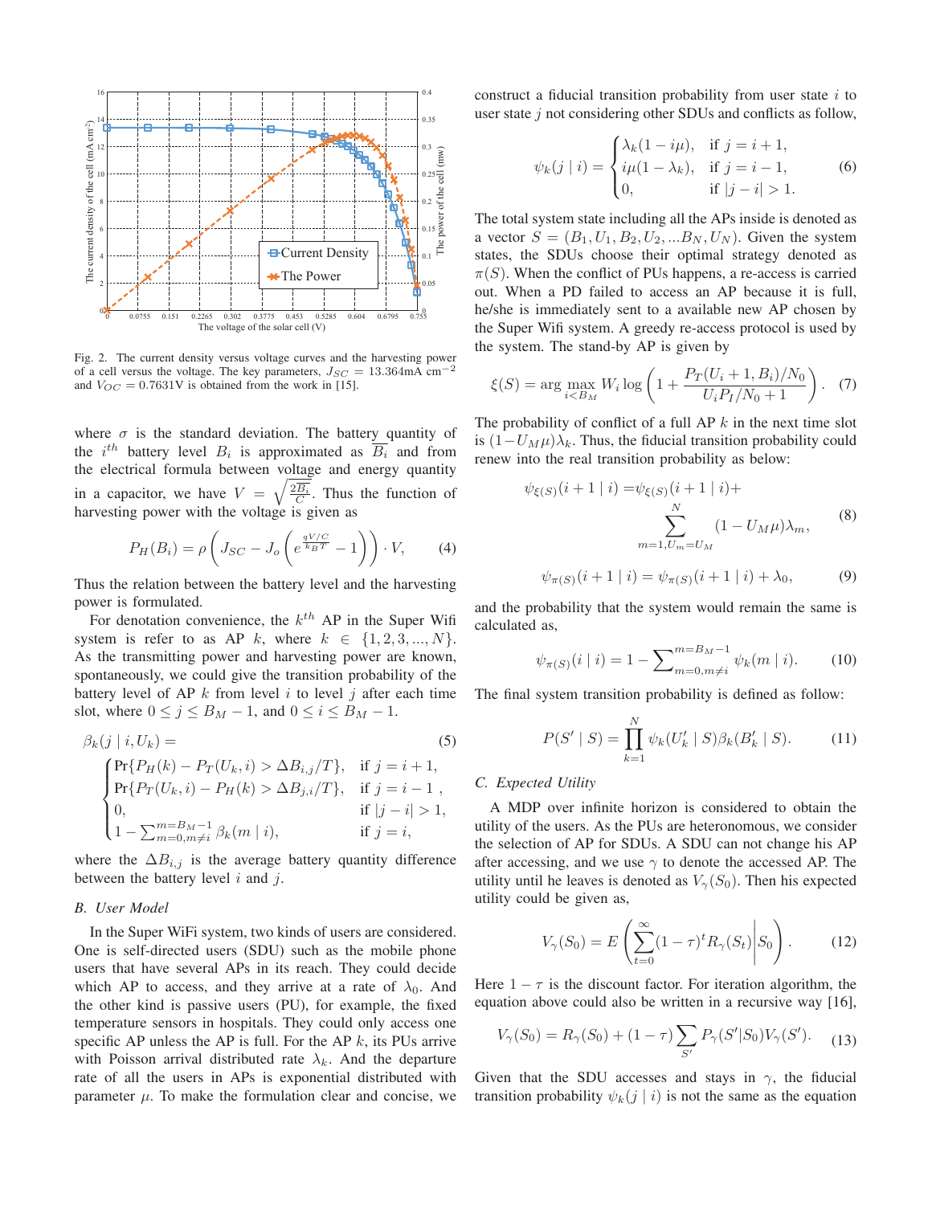16

14

12

10

8

6

4

2

0

0 0.0755 0.151 0.2265 0.302 0.3775 0.453 0.5285 0.604 0.6795 0.755

The voltage of the solar cell (V)

The current density of the cell (mA cm$^{-2}$)

The power of the cell (mw)

0.4 0.35 0.3 0.25 0.2 0.15 0.1 0.05 0

Current Density

The Power

Fig. 2. The current density versus voltage curves and the harvesting power of a cell versus the voltage. The key parameters, $J_{SC} = 13.364\text{mA cm}^{-2}$ and $V_{OC} = 0.7631\text{V}$ is obtained from the work in [15].

where $\sigma$ is the standard deviation. The battery quantity of the $i^{th}$ battery level $B_i$ is approximated as $\overline{B_i}$ and from the electrical formula between voltage and energy quantity in a capacitor, we have $V = \sqrt{\frac{2\overline{B_i}}{C}}$. Thus the function of harvesting power with the voltage is given as

$$P_H(B_i) = \rho \left( J_{SC} - J_o \left( e^{\frac{qV/C}{k_B T}} - 1 \right) \right) \cdot V, \quad (4)$$

Thus the relation between the battery level and the harvesting power is formulated.

For denotation convenience, the $k^{th}$ AP in the Super Wifi system is refer to as AP $k$, where $k \in \{1, 2, 3, ..., N\}$. As the transmitting power and harvesting power are known, spontaneously, we could give the transition probability of the battery level of AP $k$ from level $i$ to level $j$ after each time slot, where $0 \le j \le B_M - 1$, and $0 \le i \le B_M - 1$.

$$\beta_k(j \mid i, U_k) = \quad (5)$$
$$\begin{cases} \Pr\{P_H(k) - P_T(U_k, i) > \Delta B_{i,j}/T\}, & \text{if } j = i+1, \\ \Pr\{P_T(U_k, i) - P_H(k) > \Delta B_{j,i}/T\}, & \text{if } j = i-1 , \\ 0, & \text{if } |j-i| > 1, \\ 1 - \sum_{m=0, m\neq i}^{m=B_M-1} \beta_k(m \mid i), & \text{if } j = i, \end{cases}$$

where the $\Delta B_{i,j}$ is the average battery quantity difference between the battery level $i$ and $j$.

### *B. User Model*

In the Super WiFi system, two kinds of users are considered. One is self-directed users (SDU) such as the mobile phone users that have several APs in its reach. They could decide which AP to access, and they arrive at a rate of $\lambda_0$. And the other kind is passive users (PU), for example, the fixed temperature sensors in hospitals. They could only access one specific AP unless the AP is full. For the AP $k$, its PUs arrive with Poisson arrival distributed rate $\lambda_k$. And the departure rate of all the users in APs is exponential distributed with parameter $\mu$. To make the formulation clear and concise, we construct a fiducial transition probability from user state $i$ to user state $j$ not considering other SDUs and conflicts as follow,

$$\psi_k(j \mid i) = \begin{cases} \lambda_k(1 - i\mu), & \text{if } j = i+1, \\ i\mu(1-\lambda_k), & \text{if } j = i-1, \\ 0, & \text{if } |j-i| > 1. \end{cases} \quad (6)$$

The total system state including all the APs inside is denoted as a vector $S = (B_1, U_1, B_2, U_2, ...B_N, U_N)$. Given the system states, the SDUs choose their optimal strategy denoted as $\pi(S)$. When the conflict of PUs happens, a re-access is carried out. When a PD failed to access an AP because it is full, he/she is immediately sent to a available new AP chosen by the Super Wifi system. A greedy re-access protocol is used by the system. The stand-by AP is given by

$$\xi(S) = \arg\max_{i < B_M} W_i \log \left( 1 + \frac{P_T(U_i + 1, B_i)/N_0}{U_i P_I / N_0 + 1} \right). \quad (7)$$

The probability of conflict of a full AP $k$ in the next time slot is $(1 - U_M \mu)\lambda_k$. Thus, the fiducial transition probability could renew into the real transition probability as below:

$$\psi_{\xi(S)}(i+1 \mid i) = \psi_{\xi(S)}(i+1 \mid i) + \sum_{m=1, U_m = U_M}^{N} (1 - U_M \mu)\lambda_m, \quad (8)$$

$$\psi_{\pi(S)}(i+1 \mid i) = \psi_{\pi(S)}(i+1 \mid i) + \lambda_0, \quad (9)$$

and the probability that the system would remain the same is calculated as,

$$\psi_{\pi(S)}(i \mid i) = 1 - \sum_{m=0, m\neq i}^{m=B_M-1} \psi_k(m \mid i). \quad (10)$$

The final system transition probability is defined as follow:

$$P(S' \mid S) = \prod_{k=1}^{N} \psi_k(U_k' \mid S) \beta_k(B_k' \mid S). \quad (11)$$

### *C. Expected Utility*

A MDP over infinite horizon is considered to obtain the utility of the users. As the PUs are heteronomous, we consider the selection of AP for SDUs. A SDU can not change his AP after accessing, and we use $\gamma$ to denote the accessed AP. The utility until he leaves is denoted as $V_\gamma(S_0)$. Then his expected utility could be given as,

$$V_\gamma(S_0) = E\left( \sum_{t=0}^{\infty} (1-\tau)^t R_\gamma(S_t) \middle| S_0 \right). \quad (12)$$

Here $1 - \tau$ is the discount factor. For iteration algorithm, the equation above could also be written in a recursive way [16],

$$V_\gamma(S_0) = R_\gamma(S_0) + (1-\tau) \sum_{S'} P_\gamma(S' | S_0) V_\gamma(S'). \quad (13)$$

Given that the SDU accesses and stays in $\gamma$, the fiducial transition probability $\psi_k(j \mid i)$ is not the same as the equation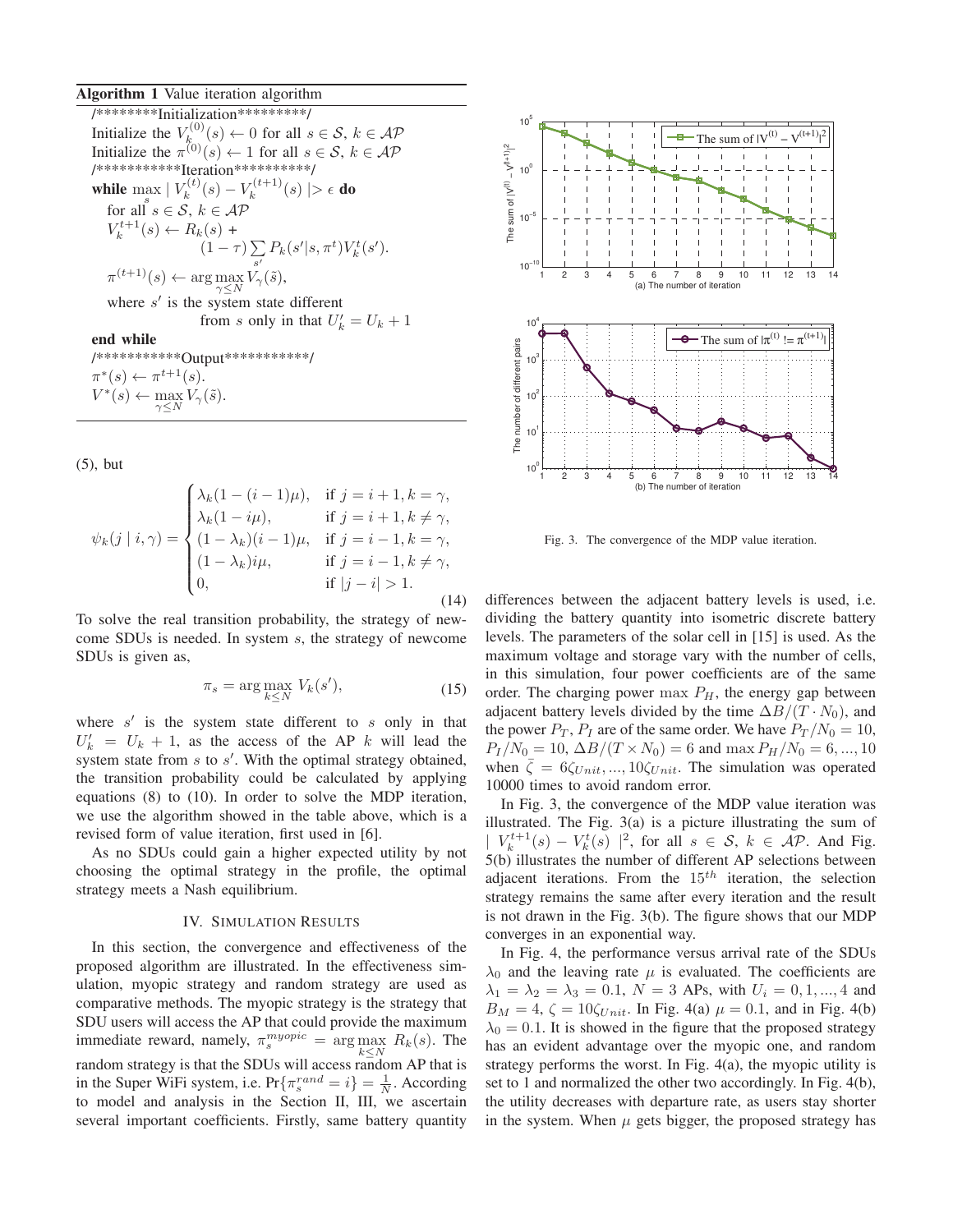**Algorithm 1** Value iteration algorithm

/\*\*\*\*\*\*\*\*Initialization\*\*\*\*\*\*\*\*\*/

Initialize the $V_k^{(0)}(s) \leftarrow 0$ for all $s \in \mathcal{S}$, $k \in \mathcal{AP}$

Initialize the $\pi^{(0)}(s) \leftarrow 1$ for all $s \in \mathcal{S}$, $k \in \mathcal{AP}$

/\*\*\*\*\*\*\*\*\*\*\*Iteration\*\*\*\*\*\*\*\*\*\*/

**while** $\max_s \mid V_k^{(t)}(s) - V_k^{(t+1)}(s) \mid > \epsilon$ **do**

for all $s \in \mathcal{S}$, $k \in \mathcal{AP}$

$V_k^{t+1}(s) \leftarrow R_k(s) + (1-\tau)\sum_{s'} P_k(s'|s,\pi^t)V_k^t(s')$.

$\pi^{(t+1)}(s) \leftarrow \arg\max_{\gamma \leq N} V_\gamma(\tilde{s})$,

where $s'$ is the system state different from $s$ only in that $U_k' = U_k + 1$

**end while**

/\*\*\*\*\*\*\*\*\*\*\*Output\*\*\*\*\*\*\*\*\*\*\*/

$\pi^*(s) \leftarrow \pi^{t+1}(s)$.

$V^*(s) \leftarrow \max_{\gamma \leq N} V_\gamma(\tilde{s})$.

(5), but

$$\psi_k(j \mid i, \gamma) = \begin{cases} \lambda_k(1-(i-1)\mu), & \text{if } j = i+1, k = \gamma, \\ \lambda_k(1-i\mu), & \text{if } j = i+1, k \neq \gamma, \\ (1-\lambda_k)(i-1)\mu, & \text{if } j = i-1, k = \gamma, \\ (1-\lambda_k)i\mu, & \text{if } j = i-1, k \neq \gamma, \\ 0, & \text{if } |j-i| > 1. \end{cases} \tag{14}$$

To solve the real transition probability, the strategy of newcome SDUs is needed. In system $s$, the strategy of newcome SDUs is given as,

$$\pi_s = \arg\max_{k \leq N} V_k(s'), \tag{15}$$

where $s'$ is the system state different to $s$ only in that $U_k' = U_k + 1$, as the access of the AP $k$ will lead the system state from $s$ to $s'$. With the optimal strategy obtained, the transition probability could be calculated by applying equations (8) to (10). In order to solve the MDP iteration, we use the algorithm showed in the table above, which is a revised form of value iteration, first used in [6].

As no SDUs could gain a higher expected utility by not choosing the optimal strategy in the profile, the optimal strategy meets a Nash equilibrium.

## IV. Simulation Results

In this section, the convergence and effectiveness of the proposed algorithm are illustrated. In the effectiveness simulation, myopic strategy and random strategy are used as comparative methods. The myopic strategy is the strategy that SDU users will access the AP that could provide the maximum immediate reward, namely, $\pi_s^{myopic} = \arg\max_{k \leq N} R_k(s)$. The random strategy is that the SDUs will access random AP that is in the Super WiFi system, i.e. $\Pr\{\pi_s^{rand} = i\} = \frac{1}{N}$. According to model and analysis in the Section II, III, we ascertain several important coefficients. Firstly, same battery quantity differences between the adjacent battery levels is used, i.e. dividing the battery quantity into isometric discrete battery levels. The parameters of the solar cell in [15] is used. As the maximum voltage and storage vary with the number of cells, in this simulation, four power coefficients are of the same order. The charging power $\max P_H$, the energy gap between adjacent battery levels divided by the time $\Delta B/(T \cdot N_0)$, and the power $P_T$, $P_I$ are of the same order. We have $P_T/N_0 = 10$, $P_I/N_0 = 10$, $\Delta B/(T \times N_0) = 6$ and $\max P_H/N_0 = 6, ..., 10$ when $\bar{\zeta} = 6\zeta_{Unit}, ..., 10\zeta_{Unit}$. The simulation was operated 10000 times to avoid random error.

The sum of $|V^{(t)} - V^{(t+1)}|^2$

(a) The number of iteration

The sum of $|\pi^{(t)} \mathrel{!}= \pi^{(t+1)}|$

The number of different pairs

(b) The number of iteration

Fig. 3. The convergence of the MDP value iteration.

In Fig. 3, the convergence of the MDP value iteration was illustrated. The Fig. 3(a) is a picture illustrating the sum of $\mid V_k^{t+1}(s) - V_k^t(s) \mid^2$, for all $s \in \mathcal{S}$, $k \in \mathcal{AP}$. And Fig. 5(b) illustrates the number of different AP selections between adjacent iterations. From the $15^{th}$ iteration, the selection strategy remains the same after every iteration and the result is not drawn in the Fig. 3(b). The figure shows that our MDP converges in an exponential way.

In Fig. 4, the performance versus arrival rate of the SDUs $\lambda_0$ and the leaving rate $\mu$ is evaluated. The coefficients are $\lambda_1 = \lambda_2 = \lambda_3 = 0.1$, $N = 3$ APs, with $U_i = 0, 1, ..., 4$ and $B_M = 4$, $\zeta = 10\zeta_{Unit}$. In Fig. 4(a) $\mu = 0.1$, and in Fig. 4(b) $\lambda_0 = 0.1$. It is showed in the figure that the proposed strategy has an evident advantage over the myopic one, and random strategy performs the worst. In Fig. 4(a), the myopic utility is set to 1 and normalized the other two accordingly. In Fig. 4(b), the utility decreases with departure rate, as users stay shorter in the system. When $\mu$ gets bigger, the proposed strategy has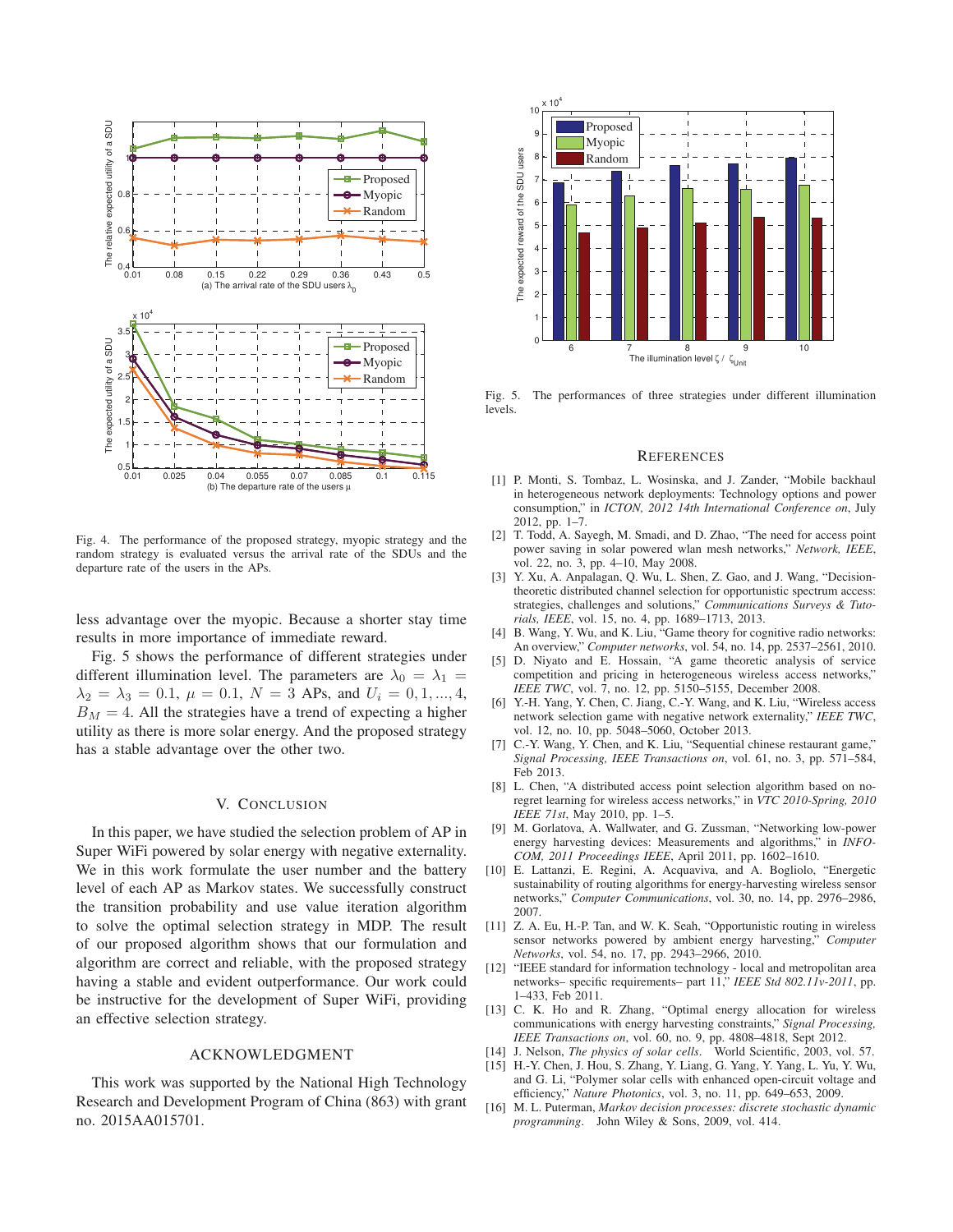The relative expected utility of a SDU

1

0.8

0.6

0.4

0.01 0.08 0.15 0.22 0.29 0.36 0.43 0.5

(a) The arrival rate of the SDU users $\lambda_0$

Proposed
Myopic
Random

x $10^4$

The expected utility of a SDU

3.5

3

2.5

2

1.5

1

0.5

0.01 0.025 0.04 0.055 0.07 0.085 0.1 0.115

(b) The departure rate of the users $\mu$

Proposed
Myopic
Random

Fig. 4. The performance of the proposed strategy, myopic strategy and the random strategy is evaluated versus the arrival rate of the SDUs and the departure rate of the users in the APs.

less advantage over the myopic. Because a shorter stay time results in more importance of immediate reward.

Fig. 5 shows the performance of different strategies under different illumination level. The parameters are $\lambda_0 = \lambda_1 = \lambda_2 = \lambda_3 = 0.1$, $\mu = 0.1$, $N = 3$ APs, and $U_i = 0, 1, ..., 4$, $B_M = 4$. All the strategies have a trend of expecting a higher utility as there is more solar energy. And the proposed strategy has a stable advantage over the other two.

## V. Conclusion

In this paper, we have studied the selection problem of AP in Super WiFi powered by solar energy with negative externality. We in this work formulate the user number and the battery level of each AP as Markov states. We successfully construct the transition probability and use value iteration algorithm to solve the optimal selection strategy in MDP. The result of our proposed algorithm shows that our formulation and algorithm are correct and reliable, with the proposed strategy having a stable and evident outperformance. Our work could be instructive for the development of Super WiFi, providing an effective selection strategy.

## Acknowledgment

This work was supported by the National High Technology Research and Development Program of China (863) with grant no. 2015AA015701.

x $10^4$

The expected reward of the SDU users

10

9

8

7

6

5

4

3

2

1

0

6 7 8 9 10

The illumination level $\zeta$ / $\zeta_{Unit}$

Proposed
Myopic
Random

Fig. 5. The performances of three strategies under different illumination levels.

## References

[1] P. Monti, S. Tombaz, L. Wosinska, and J. Zander, "Mobile backhaul in heterogeneous network deployments: Technology options and power consumption," in *ICTON, 2012 14th International Conference on*, July 2012, pp. 1–7.

[2] T. Todd, A. Sayegh, M. Smadi, and D. Zhao, "The need for access point power saving in solar powered wlan mesh networks," *Network, IEEE*, vol. 22, no. 3, pp. 4–10, May 2008.

[3] Y. Xu, A. Anpalagan, Q. Wu, L. Shen, Z. Gao, and J. Wang, "Decision-theoretic distributed channel selection for opportunistic spectrum access: strategies, challenges and solutions," *Communications Surveys & Tutorials, IEEE*, vol. 15, no. 4, pp. 1689–1713, 2013.

[4] B. Wang, Y. Wu, and K. Liu, "Game theory for cognitive radio networks: An overview," *Computer networks*, vol. 54, no. 14, pp. 2537–2561, 2010.

[5] D. Niyato and E. Hossain, "A game theoretic analysis of service competition and pricing in heterogeneous wireless access networks," *IEEE TWC*, vol. 7, no. 12, pp. 5150–5155, December 2008.

[6] Y.-H. Yang, Y. Chen, C. Jiang, C.-Y. Wang, and K. Liu, "Wireless access network selection game with negative network externality," *IEEE TWC*, vol. 12, no. 10, pp. 5048–5060, October 2013.

[7] C.-Y. Wang, Y. Chen, and K. Liu, "Sequential chinese restaurant game," *Signal Processing, IEEE Transactions on*, vol. 61, no. 3, pp. 571–584, Feb 2013.

[8] L. Chen, "A distributed access point selection algorithm based on no-regret learning for wireless access networks," in *VTC 2010-Spring, 2010 IEEE 71st*, May 2010, pp. 1–5.

[9] M. Gorlatova, A. Wallwater, and G. Zussman, "Networking low-power energy harvesting devices: Measurements and algorithms," in *INFOCOM, 2011 Proceedings IEEE*, April 2011, pp. 1602–1610.

[10] E. Lattanzi, E. Regini, A. Acquaviva, and A. Bogliolo, "Energetic sustainability of routing algorithms for energy-harvesting wireless sensor networks," *Computer Communications*, vol. 30, no. 14, pp. 2976–2986, 2007.

[11] Z. A. Eu, H.-P. Tan, and W. K. Seah, "Opportunistic routing in wireless sensor networks powered by ambient energy harvesting," *Computer Networks*, vol. 54, no. 17, pp. 2943–2966, 2010.

[12] "IEEE standard for information technology - local and metropolitan area networks– specific requirements– part 11," *IEEE Std 802.11v-2011*, pp. 1–433, Feb 2011.

[13] C. K. Ho and R. Zhang, "Optimal energy allocation for wireless communications with energy harvesting constraints," *Signal Processing, IEEE Transactions on*, vol. 60, no. 9, pp. 4808–4818, Sept 2012.

[14] J. Nelson, *The physics of solar cells*. World Scientific, 2003, vol. 57.

[15] H.-Y. Chen, J. Hou, S. Zhang, Y. Liang, G. Yang, Y. Yang, L. Yu, Y. Wu, and G. Li, "Polymer solar cells with enhanced open-circuit voltage and efficiency," *Nature Photonics*, vol. 3, no. 11, pp. 649–653, 2009.

[16] M. L. Puterman, *Markov decision processes: discrete stochastic dynamic programming*. John Wiley & Sons, 2009, vol. 414.